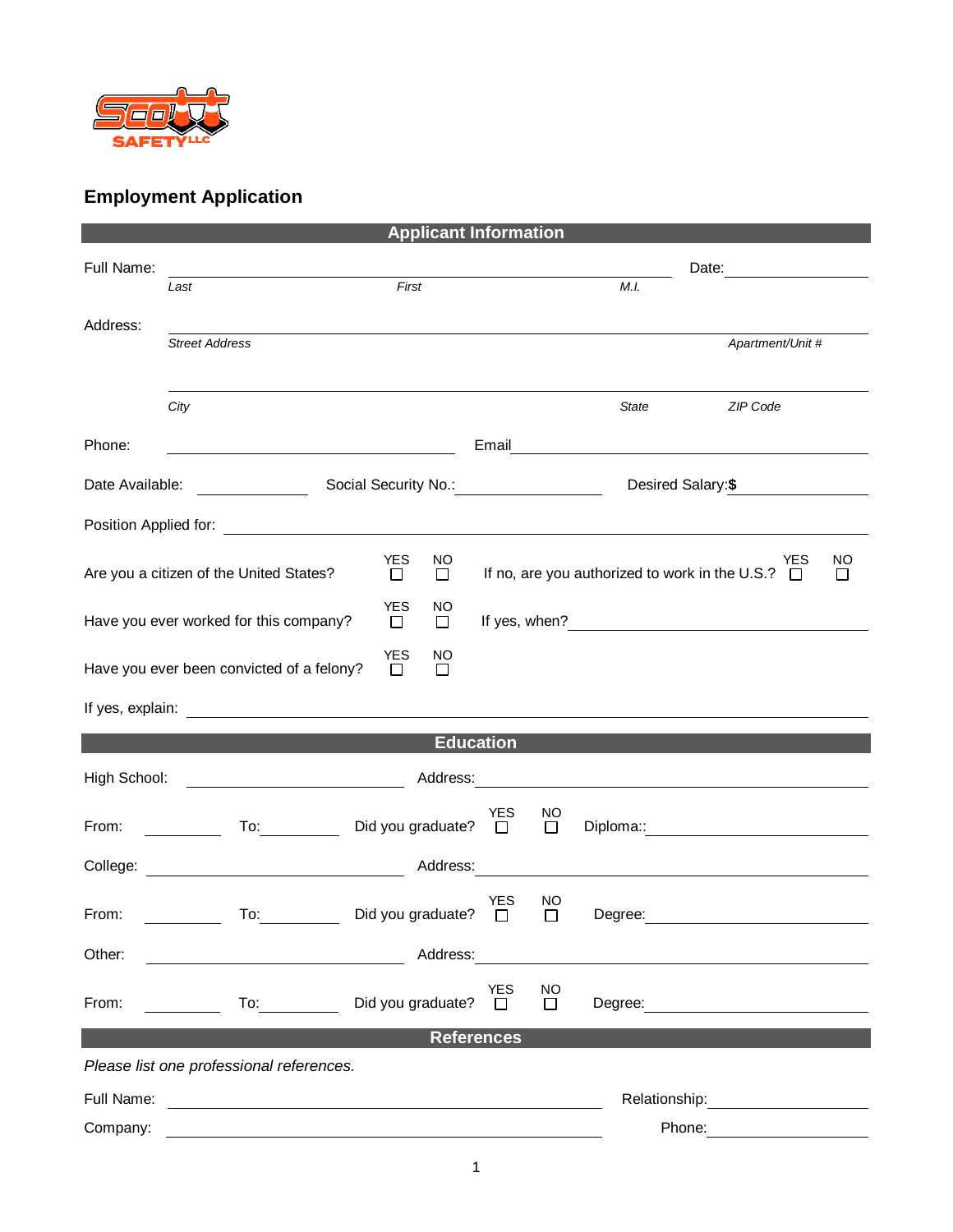# Employment Application

## Applicant Information

Full Name: ______________________________________________ Date: __________

*Last* *First* *M.I.*

Address: ______________________________________________

*Street Address* *Apartment/Unit #*

______________________________________________

*City* *State* *ZIP Code*

Phone: ____________________ Email ____________________

Date Available: __________ Social Security No.: __________ Desired Salary: **$** __________

Position Applied for: ______________________________________________

Are you a citizen of the United States? YES ☐ NO ☐ If no, are you authorized to work in the U.S.? YES ☐ NO ☐

Have you ever worked for this company? YES ☐ NO ☐ If yes, when? ____________________

Have you ever been convicted of a felony? YES ☐ NO ☐

If yes, explain: ______________________________________________

## Education

High School: ____________________ Address: ____________________

From: __________ To: __________ Did you graduate? YES ☐ NO ☐ Diploma:: ____________________

College: ____________________ Address: ____________________

From: __________ To: __________ Did you graduate? YES ☐ NO ☐ Degree: ____________________

Other: ____________________ Address: ____________________

From: __________ To: __________ Did you graduate? YES ☐ NO ☐ Degree: ____________________

## References

*Please list one professional references.*

Full Name: ____________________ Relationship: ____________________

Company: ____________________ Phone: ____________________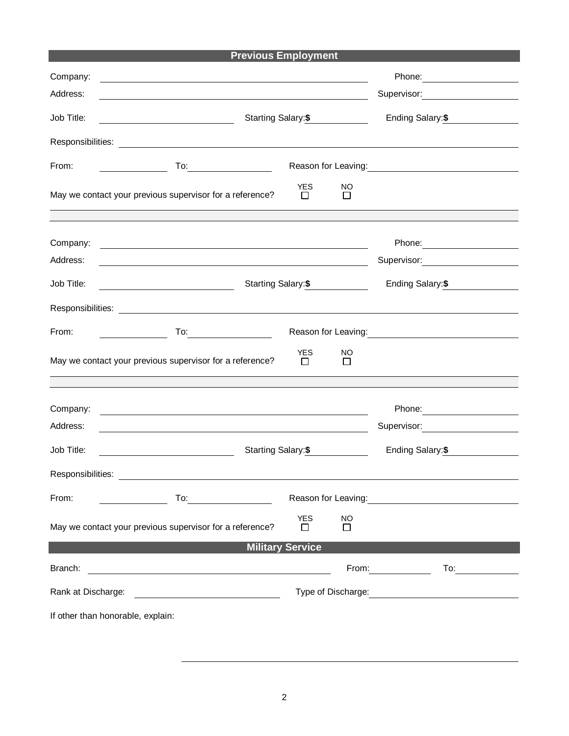## Previous Employment

Company: \_\_\_\_\_\_\_\_\_\_\_\_\_\_\_\_\_\_\_\_\_\_\_\_\_\_\_\_\_\_ Phone: \_\_\_\_\_\_\_\_\_\_\_\_\_\_\_

Address: \_\_\_\_\_\_\_\_\_\_\_\_\_\_\_\_\_\_\_\_\_\_\_\_\_\_\_\_\_\_ Supervisor: \_\_\_\_\_\_\_\_\_\_\_\_\_\_\_

Job Title: \_\_\_\_\_\_\_\_\_\_\_\_\_\_\_ Starting Salary: **$** \_\_\_\_\_\_\_\_\_\_ Ending Salary: **$** \_\_\_\_\_\_\_\_\_\_

Responsibilities: \_\_\_\_\_\_\_\_\_\_\_\_\_\_\_\_\_\_\_\_\_\_\_\_\_\_\_\_\_\_\_\_\_\_\_\_\_\_\_\_\_\_\_\_

From: \_\_\_\_\_\_\_\_\_\_ To: \_\_\_\_\_\_\_\_\_\_ Reason for Leaving: \_\_\_\_\_\_\_\_\_\_\_\_\_\_\_\_\_\_\_\_

May we contact your previous supervisor for a reference? YES ☐ NO ☐

---

Company: \_\_\_\_\_\_\_\_\_\_\_\_\_\_\_\_\_\_\_\_\_\_\_\_\_\_\_\_\_\_ Phone: \_\_\_\_\_\_\_\_\_\_\_\_\_\_\_

Address: \_\_\_\_\_\_\_\_\_\_\_\_\_\_\_\_\_\_\_\_\_\_\_\_\_\_\_\_\_\_ Supervisor: \_\_\_\_\_\_\_\_\_\_\_\_\_\_\_

Job Title: \_\_\_\_\_\_\_\_\_\_\_\_\_\_\_ Starting Salary: **$** \_\_\_\_\_\_\_\_\_\_ Ending Salary: **$** \_\_\_\_\_\_\_\_\_\_

Responsibilities: \_\_\_\_\_\_\_\_\_\_\_\_\_\_\_\_\_\_\_\_\_\_\_\_\_\_\_\_\_\_\_\_\_\_\_\_\_\_\_\_\_\_\_\_

From: \_\_\_\_\_\_\_\_\_\_ To: \_\_\_\_\_\_\_\_\_\_ Reason for Leaving: \_\_\_\_\_\_\_\_\_\_\_\_\_\_\_\_\_\_\_\_

May we contact your previous supervisor for a reference? YES ☐ NO ☐

---

Company: \_\_\_\_\_\_\_\_\_\_\_\_\_\_\_\_\_\_\_\_\_\_\_\_\_\_\_\_\_\_ Phone: \_\_\_\_\_\_\_\_\_\_\_\_\_\_\_

Address: \_\_\_\_\_\_\_\_\_\_\_\_\_\_\_\_\_\_\_\_\_\_\_\_\_\_\_\_\_\_ Supervisor: \_\_\_\_\_\_\_\_\_\_\_\_\_\_\_

Job Title: \_\_\_\_\_\_\_\_\_\_\_\_\_\_\_ Starting Salary: **$** \_\_\_\_\_\_\_\_\_\_ Ending Salary: **$** \_\_\_\_\_\_\_\_\_\_

Responsibilities: \_\_\_\_\_\_\_\_\_\_\_\_\_\_\_\_\_\_\_\_\_\_\_\_\_\_\_\_\_\_\_\_\_\_\_\_\_\_\_\_\_\_\_\_

From: \_\_\_\_\_\_\_\_\_\_ To: \_\_\_\_\_\_\_\_\_\_ Reason for Leaving: \_\_\_\_\_\_\_\_\_\_\_\_\_\_\_\_\_\_\_\_

May we contact your previous supervisor for a reference? YES ☐ NO ☐

## Military Service

Branch: \_\_\_\_\_\_\_\_\_\_\_\_\_\_\_\_\_\_\_\_\_\_\_\_\_\_\_\_\_\_ From: \_\_\_\_\_\_\_\_\_\_ To: \_\_\_\_\_\_\_\_\_\_

Rank at Discharge: \_\_\_\_\_\_\_\_\_\_\_\_\_\_\_\_\_\_\_\_ Type of Discharge: \_\_\_\_\_\_\_\_\_\_\_\_\_\_\_\_\_\_\_\_

If other than honorable, explain:

\_\_\_\_\_\_\_\_\_\_\_\_\_\_\_\_\_\_\_\_\_\_\_\_\_\_\_\_\_\_\_\_\_\_\_\_\_\_\_\_\_\_\_\_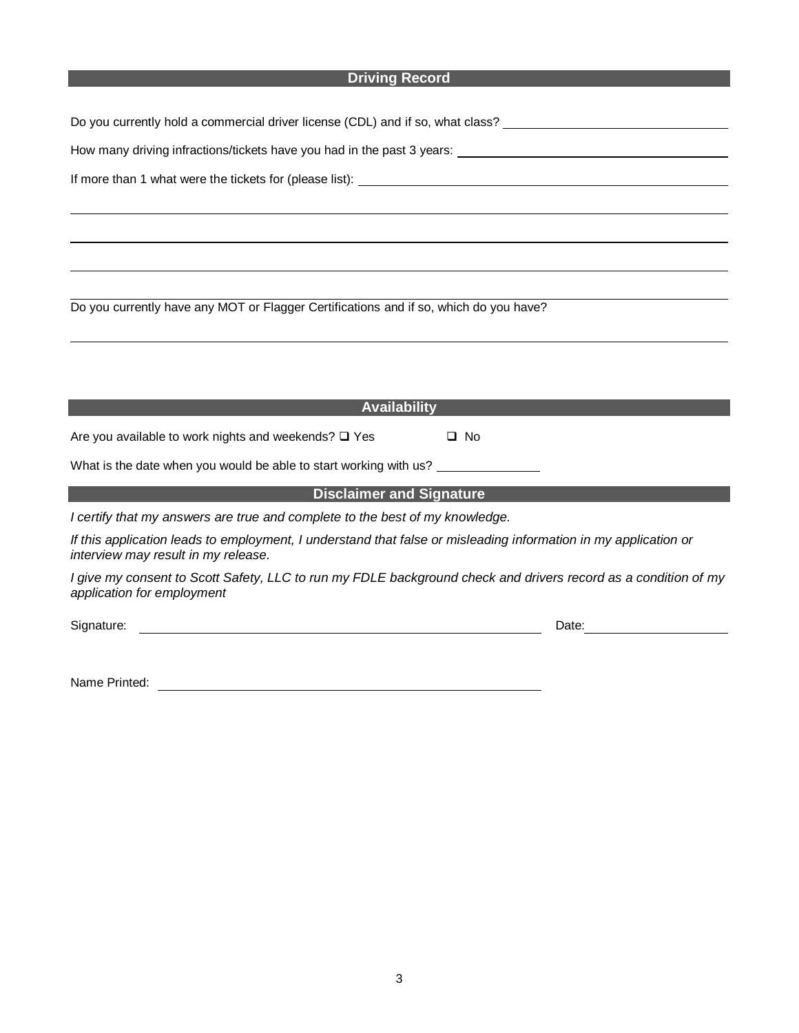## Driving Record

Do you currently hold a commercial driver license (CDL) and if so, what class? ______________________________

How many driving infractions/tickets have you had in the past 3 years: ______________________________

If more than 1 what were the tickets for (please list): ______________________________

______________________________________________________________________

______________________________________________________________________

______________________________________________________________________

Do you currently have any MOT or Flagger Certifications and if so, which do you have?

______________________________________________________________________

## Availability

Are you available to work nights and weekends? ☐ Yes ☐ No

What is the date when you would be able to start working with us? ______________

## Disclaimer and Signature

*I certify that my answers are true and complete to the best of my knowledge.*

*If this application leads to employment, I understand that false or misleading information in my application or interview may result in my release.*

*I give my consent to Scott Safety, LLC to run my FDLE background check and drivers record as a condition of my application for employment*

Signature: ______________________________ Date: ______________

Name Printed: ______________________________